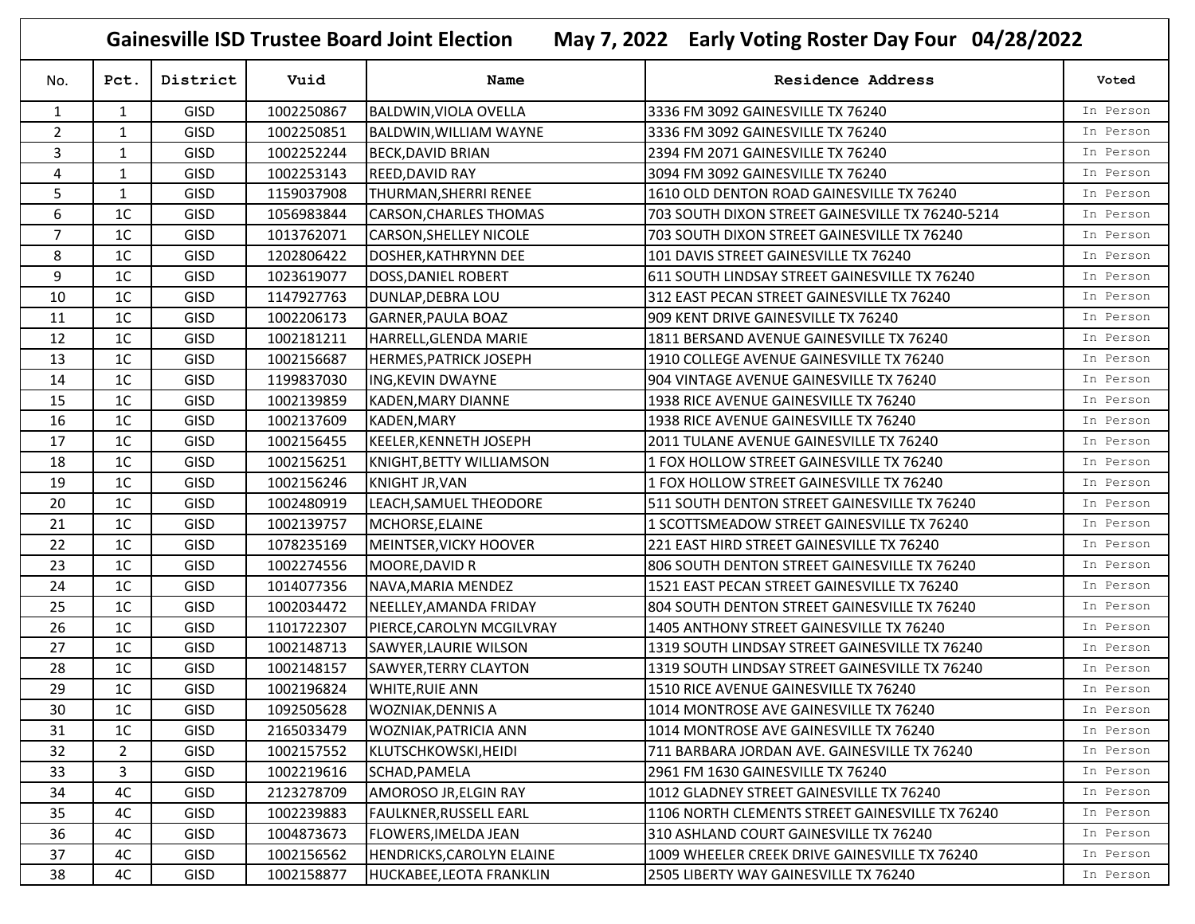## Gainesville ISD Trustee Board Joint Election May 7, 2022 Early Voting Roster Day Four 04/28/2022

| No. | Pct. | District | Vuid | Name | Residence Address | Voted |
|---|---|---|---|---|---|---|
| 1 | 1 | GISD | 1002250867 | BALDWIN,VIOLA OVELLA | 3336 FM 3092 GAINESVILLE TX 76240 | In Person |
| 2 | 1 | GISD | 1002250851 | BALDWIN,WILLIAM WAYNE | 3336 FM 3092 GAINESVILLE TX 76240 | In Person |
| 3 | 1 | GISD | 1002252244 | BECK,DAVID BRIAN | 2394 FM 2071 GAINESVILLE TX 76240 | In Person |
| 4 | 1 | GISD | 1002253143 | REED,DAVID RAY | 3094 FM 3092 GAINESVILLE TX 76240 | In Person |
| 5 | 1 | GISD | 1159037908 | THURMAN,SHERRI RENEE | 1610 OLD DENTON ROAD GAINESVILLE TX 76240 | In Person |
| 6 | 1C | GISD | 1056983844 | CARSON,CHARLES THOMAS | 703 SOUTH DIXON STREET GAINESVILLE TX 76240-5214 | In Person |
| 7 | 1C | GISD | 1013762071 | CARSON,SHELLEY NICOLE | 703 SOUTH DIXON STREET GAINESVILLE TX 76240 | In Person |
| 8 | 1C | GISD | 1202806422 | DOSHER,KATHRYNN DEE | 101 DAVIS STREET GAINESVILLE TX 76240 | In Person |
| 9 | 1C | GISD | 1023619077 | DOSS,DANIEL ROBERT | 611 SOUTH LINDSAY STREET GAINESVILLE TX 76240 | In Person |
| 10 | 1C | GISD | 1147927763 | DUNLAP,DEBRA LOU | 312 EAST PECAN STREET GAINESVILLE TX 76240 | In Person |
| 11 | 1C | GISD | 1002206173 | GARNER,PAULA BOAZ | 909 KENT DRIVE GAINESVILLE TX 76240 | In Person |
| 12 | 1C | GISD | 1002181211 | HARRELL,GLENDA MARIE | 1811 BERSAND AVENUE GAINESVILLE TX 76240 | In Person |
| 13 | 1C | GISD | 1002156687 | HERMES,PATRICK JOSEPH | 1910 COLLEGE AVENUE GAINESVILLE TX 76240 | In Person |
| 14 | 1C | GISD | 1199837030 | ING,KEVIN DWAYNE | 904 VINTAGE AVENUE GAINESVILLE TX 76240 | In Person |
| 15 | 1C | GISD | 1002139859 | KADEN,MARY DIANNE | 1938 RICE AVENUE GAINESVILLE TX 76240 | In Person |
| 16 | 1C | GISD | 1002137609 | KADEN,MARY | 1938 RICE AVENUE GAINESVILLE TX 76240 | In Person |
| 17 | 1C | GISD | 1002156455 | KEELER,KENNETH JOSEPH | 2011 TULANE AVENUE GAINESVILLE TX 76240 | In Person |
| 18 | 1C | GISD | 1002156251 | KNIGHT,BETTY WILLIAMSON | 1 FOX HOLLOW STREET GAINESVILLE TX 76240 | In Person |
| 19 | 1C | GISD | 1002156246 | KNIGHT JR,VAN | 1 FOX HOLLOW STREET GAINESVILLE TX 76240 | In Person |
| 20 | 1C | GISD | 1002480919 | LEACH,SAMUEL THEODORE | 511 SOUTH DENTON STREET GAINESVILLE TX 76240 | In Person |
| 21 | 1C | GISD | 1002139757 | MCHORSE,ELAINE | 1 SCOTTSMEADOW STREET GAINESVILLE TX 76240 | In Person |
| 22 | 1C | GISD | 1078235169 | MEINTSER,VICKY HOOVER | 221 EAST HIRD STREET GAINESVILLE TX 76240 | In Person |
| 23 | 1C | GISD | 1002274556 | MOORE,DAVID R | 806 SOUTH DENTON STREET GAINESVILLE TX 76240 | In Person |
| 24 | 1C | GISD | 1014077356 | NAVA,MARIA MENDEZ | 1521 EAST PECAN STREET GAINESVILLE TX 76240 | In Person |
| 25 | 1C | GISD | 1002034472 | NEELLEY,AMANDA FRIDAY | 804 SOUTH DENTON STREET GAINESVILLE TX 76240 | In Person |
| 26 | 1C | GISD | 1101722307 | PIERCE,CAROLYN MCGILVRAY | 1405 ANTHONY STREET GAINESVILLE TX 76240 | In Person |
| 27 | 1C | GISD | 1002148713 | SAWYER,LAURIE WILSON | 1319 SOUTH LINDSAY STREET GAINESVILLE TX 76240 | In Person |
| 28 | 1C | GISD | 1002148157 | SAWYER,TERRY CLAYTON | 1319 SOUTH LINDSAY STREET GAINESVILLE TX 76240 | In Person |
| 29 | 1C | GISD | 1002196824 | WHITE,RUIE ANN | 1510 RICE AVENUE GAINESVILLE TX 76240 | In Person |
| 30 | 1C | GISD | 1092505628 | WOZNIAK,DENNIS A | 1014 MONTROSE AVE GAINESVILLE TX 76240 | In Person |
| 31 | 1C | GISD | 2165033479 | WOZNIAK,PATRICIA ANN | 1014 MONTROSE AVE GAINESVILLE TX 76240 | In Person |
| 32 | 2 | GISD | 1002157552 | KLUTSCHKOWSKI,HEIDI | 711 BARBARA JORDAN AVE. GAINESVILLE TX 76240 | In Person |
| 33 | 3 | GISD | 1002219616 | SCHAD,PAMELA | 2961 FM 1630 GAINESVILLE TX 76240 | In Person |
| 34 | 4C | GISD | 2123278709 | AMOROSO JR,ELGIN RAY | 1012 GLADNEY STREET GAINESVILLE TX 76240 | In Person |
| 35 | 4C | GISD | 1002239883 | FAULKNER,RUSSELL EARL | 1106 NORTH CLEMENTS STREET GAINESVILLE TX 76240 | In Person |
| 36 | 4C | GISD | 1004873673 | FLOWERS,IMELDA JEAN | 310 ASHLAND COURT GAINESVILLE TX 76240 | In Person |
| 37 | 4C | GISD | 1002156562 | HENDRICKS,CAROLYN ELAINE | 1009 WHEELER CREEK DRIVE GAINESVILLE TX 76240 | In Person |
| 38 | 4C | GISD | 1002158877 | HUCKABEE,LEOTA FRANKLIN | 2505 LIBERTY WAY GAINESVILLE TX 76240 | In Person |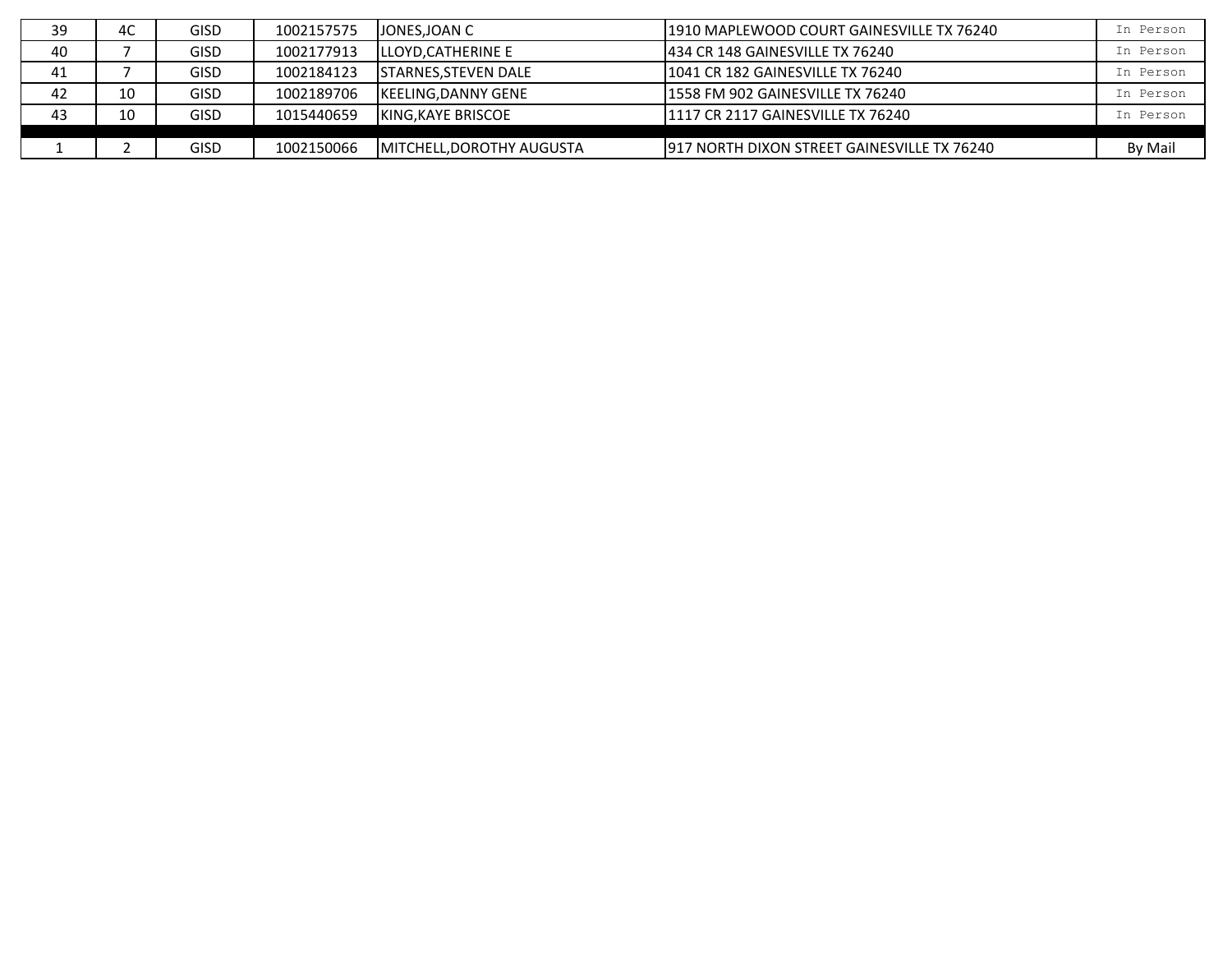| | | | | | | |
|---|---|---|---|---|---|---|
| 39 | 4C | GISD | 1002157575 | JONES,JOAN C | 1910 MAPLEWOOD COURT GAINESVILLE TX 76240 | In Person |
| 40 | 7 | GISD | 1002177913 | LLOYD,CATHERINE E | 434 CR 148 GAINESVILLE TX 76240 | In Person |
| 41 | 7 | GISD | 1002184123 | STARNES,STEVEN DALE | 1041 CR 182 GAINESVILLE TX 76240 | In Person |
| 42 | 10 | GISD | 1002189706 | KEELING,DANNY GENE | 1558 FM 902 GAINESVILLE TX 76240 | In Person |
| 43 | 10 | GISD | 1015440659 | KING,KAYE BRISCOE | 1117 CR 2117 GAINESVILLE TX 76240 | In Person |
| | | | | | | |
| 1 | 2 | GISD | 1002150066 | MITCHELL,DOROTHY AUGUSTA | 917 NORTH DIXON STREET GAINESVILLE TX 76240 | By Mail |